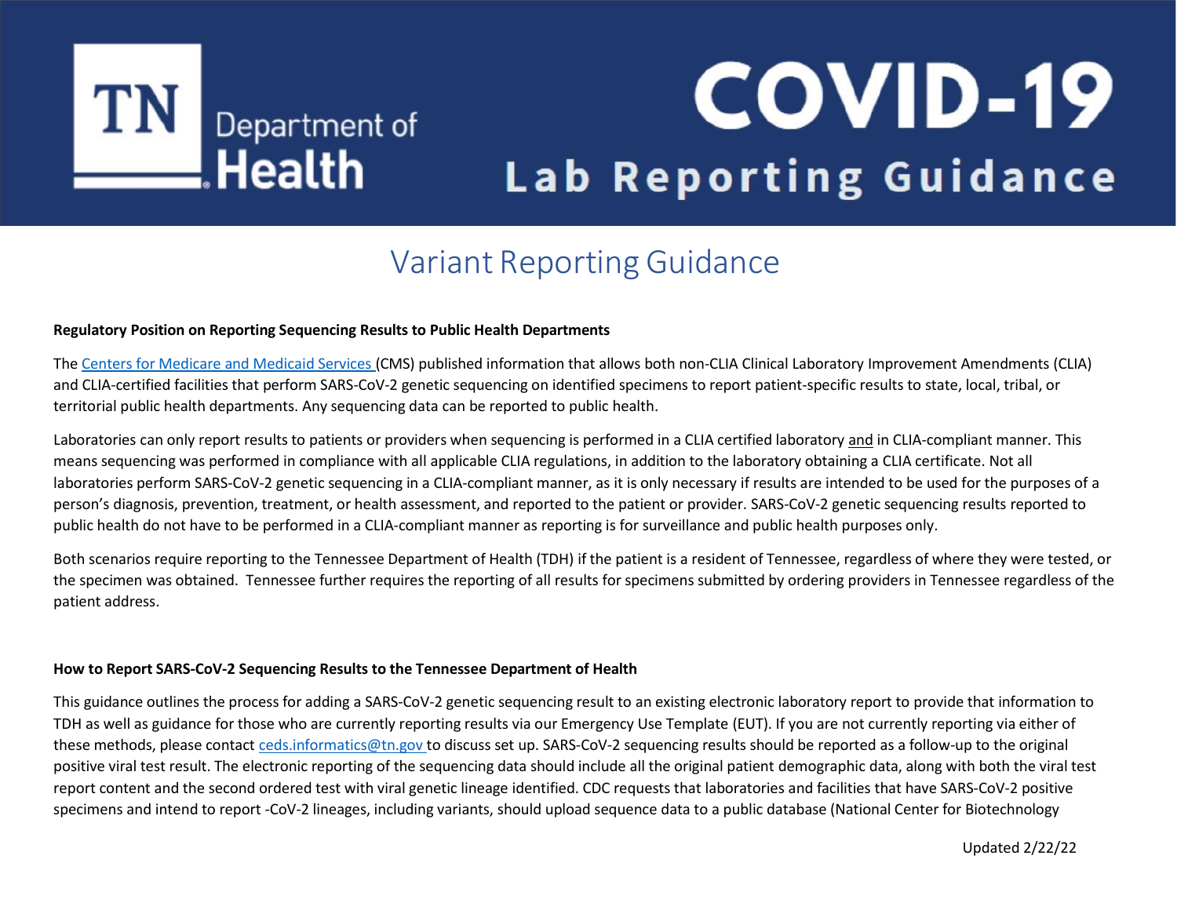# COVID-19 Lab Reporting Guidance

TN Department of Health

## Variant Reporting Guidance

**Regulatory Position on Reporting Sequencing Results to Public Health Departments**

The [Centers for Medicare and Medicaid Services](#) (CMS) published information that allows both non-CLIA Clinical Laboratory Improvement Amendments (CLIA) and CLIA-certified facilities that perform SARS-CoV-2 genetic sequencing on identified specimens to report patient-specific results to state, local, tribal, or territorial public health departments. Any sequencing data can be reported to public health.

Laboratories can only report results to patients or providers when sequencing is performed in a CLIA certified laboratory and in CLIA-compliant manner. This means sequencing was performed in compliance with all applicable CLIA regulations, in addition to the laboratory obtaining a CLIA certificate. Not all laboratories perform SARS-CoV-2 genetic sequencing in a CLIA-compliant manner, as it is only necessary if results are intended to be used for the purposes of a person's diagnosis, prevention, treatment, or health assessment, and reported to the patient or provider. SARS-CoV-2 genetic sequencing results reported to public health do not have to be performed in a CLIA-compliant manner as reporting is for surveillance and public health purposes only.

Both scenarios require reporting to the Tennessee Department of Health (TDH) if the patient is a resident of Tennessee, regardless of where they were tested, or the specimen was obtained. Tennessee further requires the reporting of all results for specimens submitted by ordering providers in Tennessee regardless of the patient address.

**How to Report SARS-CoV-2 Sequencing Results to the Tennessee Department of Health**

This guidance outlines the process for adding a SARS-CoV-2 genetic sequencing result to an existing electronic laboratory report to provide that information to TDH as well as guidance for those who are currently reporting results via our Emergency Use Template (EUT). If you are not currently reporting via either of these methods, please contact [ceds.informatics@tn.gov](mailto:ceds.informatics@tn.gov) to discuss set up. SARS-CoV-2 sequencing results should be reported as a follow-up to the original positive viral test result. The electronic reporting of the sequencing data should include all the original patient demographic data, along with both the viral test report content and the second ordered test with viral genetic lineage identified. CDC requests that laboratories and facilities that have SARS-CoV-2 positive specimens and intend to report -CoV-2 lineages, including variants, should upload sequence data to a public database (National Center for Biotechnology

Updated 2/22/22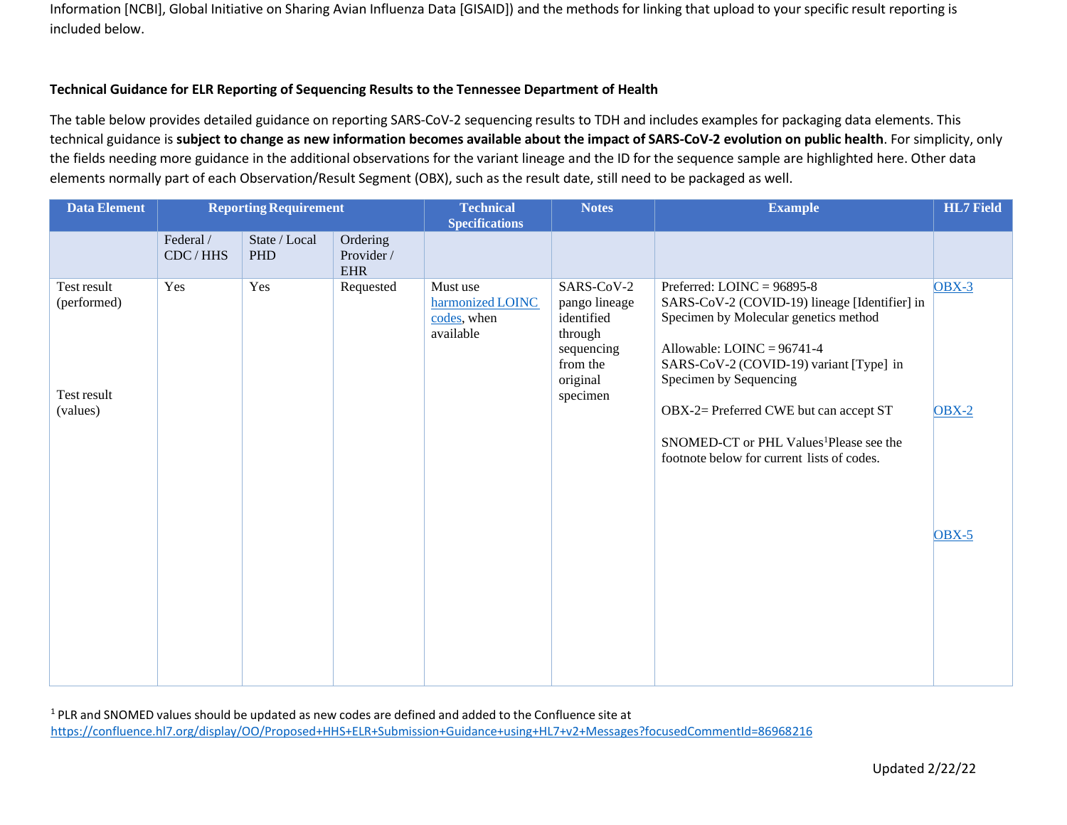Information [NCBI], Global Initiative on Sharing Avian Influenza Data [GISAID]) and the methods for linking that upload to your specific result reporting is included below.

**Technical Guidance for ELR Reporting of Sequencing Results to the Tennessee Department of Health**

The table below provides detailed guidance on reporting SARS-CoV-2 sequencing results to TDH and includes examples for packaging data elements. This technical guidance is **subject to change as new information becomes available about the impact of SARS-CoV-2 evolution on public health**. For simplicity, only the fields needing more guidance in the additional observations for the variant lineage and the ID for the sequence sample are highlighted here. Other data elements normally part of each Observation/Result Segment (OBX), such as the result date, still need to be packaged as well.

| Data Element | Reporting Requirement | | | Technical Specifications | Notes | Example | HL7 Field |
|---|---|---|---|---|---|---|---|
| | Federal / CDC / HHS | State / Local PHD | Ordering Provider / EHR | | | | |
| Test result (performed)<br><br>Test result (values) | Yes | Yes | Requested | Must use harmonized LOINC codes, when available | SARS-CoV-2 pango lineage identified through sequencing from the original specimen | Preferred: LOINC = 96895-8 SARS-CoV-2 (COVID-19) lineage [Identifier] in Specimen by Molecular genetics method<br><br>Allowable: LOINC = 96741-4 SARS-CoV-2 (COVID-19) variant [Type] in Specimen by Sequencing<br><br>OBX-2= Preferred CWE but can accept ST<br><br>SNOMED-CT or PHL Values[1] Please see the footnote below for current lists of codes. | OBX-3<br><br>OBX-2<br><br>OBX-5 |

[1] PLR and SNOMED values should be updated as new codes are defined and added to the Confluence site at https://confluence.hl7.org/display/OO/Proposed+HHS+ELR+Submission+Guidance+using+HL7+v2+Messages?focusedCommentId=86968216

Updated 2/22/22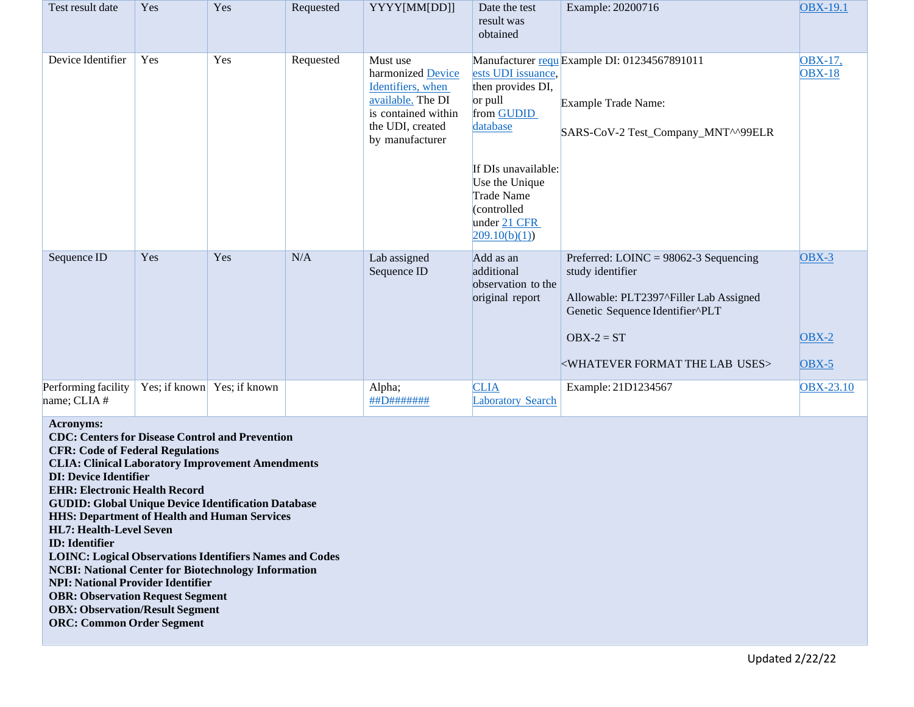| Test result date | Yes | Yes | Requested | YYYY[MM[DD]] | Date the test result was obtained | Example: 20200716 | OBX-19.1 |
|---|---|---|---|---|---|---|---|
| Device Identifier | Yes | Yes | Requested | Must use harmonized Device Identifiers, when available. The DI is contained within the UDI, created by manufacturer | Manufacturer requests UDI issuance, then provides DI, or pull from GUDID database<br><br>If DIs unavailable: Use the Unique Trade Name (controlled under 21 CFR 209.10(b)(1)) | Example DI: 01234567891011<br><br>Example Trade Name:<br><br>SARS-CoV-2 Test_Company_MNT^^99ELR | OBX-17, OBX-18 |
| Sequence ID | Yes | Yes | N/A | Lab assigned Sequence ID | Add as an additional observation to the original report | Preferred: LOINC = 98062-3 Sequencing study identifier<br><br>Allowable: PLT2397^Filler Lab Assigned Genetic Sequence Identifier^PLT<br><br>OBX-2 = ST<br><br><WHATEVER FORMAT THE LAB USES> | OBX-3<br><br>OBX-2<br><br>OBX-5 |
| Performing facility name; CLIA # | Yes; if known | Yes; if known | | Alpha; ##D####### | CLIA Laboratory Search | Example: 21D1234567 | OBX-23.10 |

**Acronyms:**
**CDC: Centers for Disease Control and Prevention**
**CFR: Code of Federal Regulations**
**CLIA: Clinical Laboratory Improvement Amendments**
**DI: Device Identifier**
**EHR: Electronic Health Record**
**GUDID: Global Unique Device Identification Database**
**HHS: Department of Health and Human Services**
**HL7: Health-Level Seven**
**ID: Identifier**
**LOINC: Logical Observations Identifiers Names and Codes**
**NCBI: National Center for Biotechnology Information**
**NPI: National Provider Identifier**
**OBR: Observation Request Segment**
**OBX: Observation/Result Segment**
**ORC: Common Order Segment**

Updated 2/22/22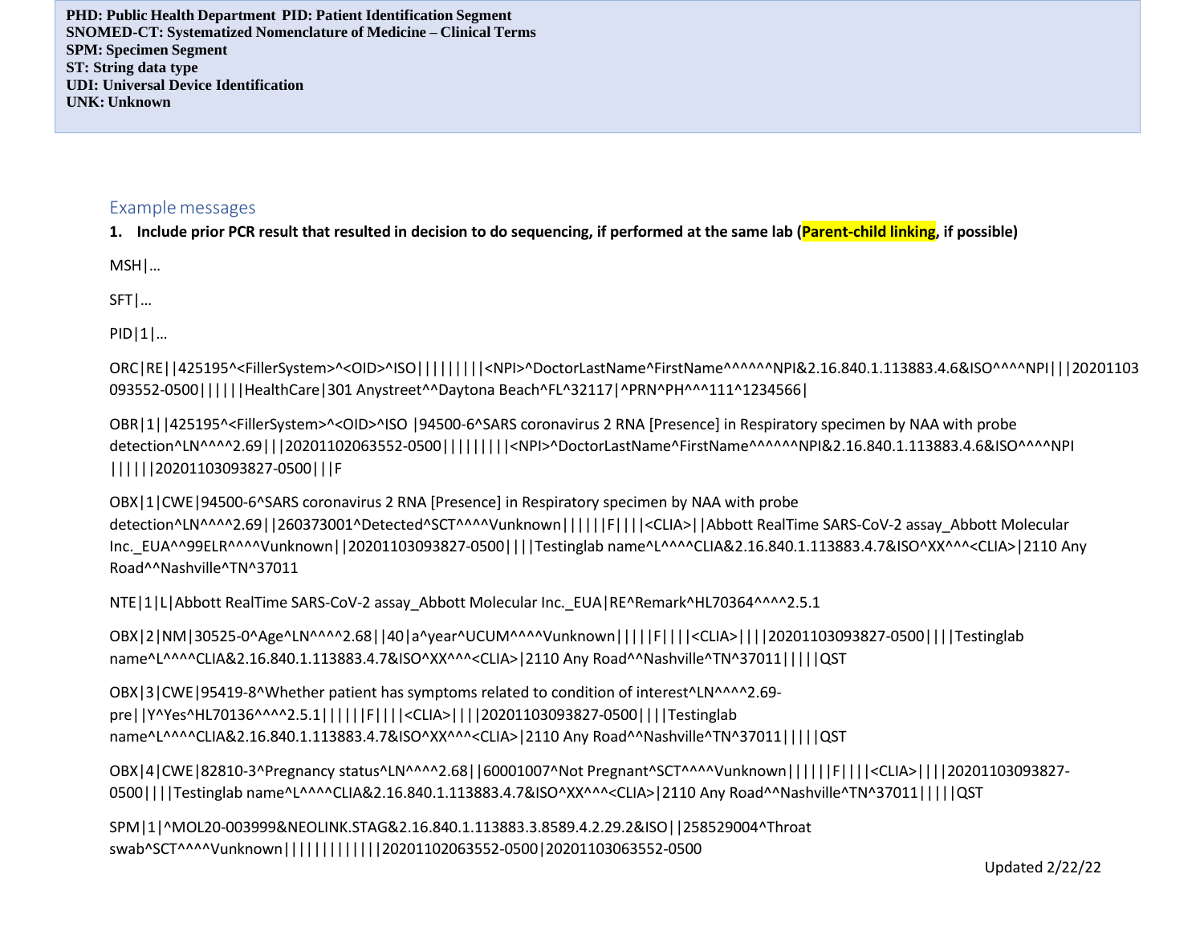**PHD: Public Health Department PID: Patient Identification Segment**
**SNOMED-CT: Systematized Nomenclature of Medicine – Clinical Terms**
**SPM: Specimen Segment**
**ST: String data type**
**UDI: Universal Device Identification**
**UNK: Unknown**

## Example messages

**1. Include prior PCR result that resulted in decision to do sequencing, if performed at the same lab (Parent-child linking, if possible)**

MSH|…

SFT|…

PID|1|…

ORC|RE||425195^<FillerSystem>^<OID>^ISO|||||||||<NPI>^DoctorLastName^FirstName^^^^^^NPI&2.16.840.1.113883.4.6&ISO^^^^NPI|||20201103093552-0500||||||HealthCare|301 Anystreet^^Daytona Beach^FL^32117|^PRN^PH^^^111^1234566|

OBR|1||425195^<FillerSystem>^<OID>^ISO |94500-6^SARS coronavirus 2 RNA [Presence] in Respiratory specimen by NAA with probe detection^LN^^^^2.69|||20201102063552-0500|||||||||<NPI>^DoctorLastName^FirstName^^^^^^NPI&2.16.840.1.113883.4.6&ISO^^^^NPI||||||20201103093827-0500|||F

OBX|1|CWE|94500-6^SARS coronavirus 2 RNA [Presence] in Respiratory specimen by NAA with probe detection^LN^^^^2.69||260373001^Detected^SCT^^^^Vunknown||||||F||||<CLIA>||Abbott RealTime SARS-CoV-2 assay_Abbott Molecular Inc._EUA^^99ELR^^^^Vunknown||20201103093827-0500||||Testinglab name^L^^^^CLIA&2.16.840.1.113883.4.7&ISO^XX^^^<CLIA>|2110 Any Road^^Nashville^TN^37011

NTE|1|L|Abbott RealTime SARS-CoV-2 assay_Abbott Molecular Inc._EUA|RE^Remark^HL70364^^^^2.5.1

OBX|2|NM|30525-0^Age^LN^^^^2.68||40|a^year^UCUM^^^^Vunknown|||||F||||<CLIA>||||20201103093827-0500||||Testinglab name^L^^^^CLIA&2.16.840.1.113883.4.7&ISO^XX^^^<CLIA>|2110 Any Road^^Nashville^TN^37011|||||QST

OBX|3|CWE|95419-8^Whether patient has symptoms related to condition of interest^LN^^^^2.69-pre||Y^Yes^HL70136^^^^2.5.1||||||F||||<CLIA>||||20201103093827-0500||||Testinglab name^L^^^^CLIA&2.16.840.1.113883.4.7&ISO^XX^^^<CLIA>|2110 Any Road^^Nashville^TN^37011|||||QST

OBX|4|CWE|82810-3^Pregnancy status^LN^^^^2.68||60001007^Not Pregnant^SCT^^^^Vunknown||||||F||||<CLIA>||||20201103093827-0500||||Testinglab name^L^^^^CLIA&2.16.840.1.113883.4.7&ISO^XX^^^<CLIA>|2110 Any Road^^Nashville^TN^37011|||||QST

SPM|1|^MOL20-003999&NEOLINK.STAG&2.16.840.1.113883.3.8589.4.2.29.2&ISO||258529004^Throat swab^SCT^^^^Vunknown||||||||||||20201102063552-0500|20201103063552-0500

Updated 2/22/22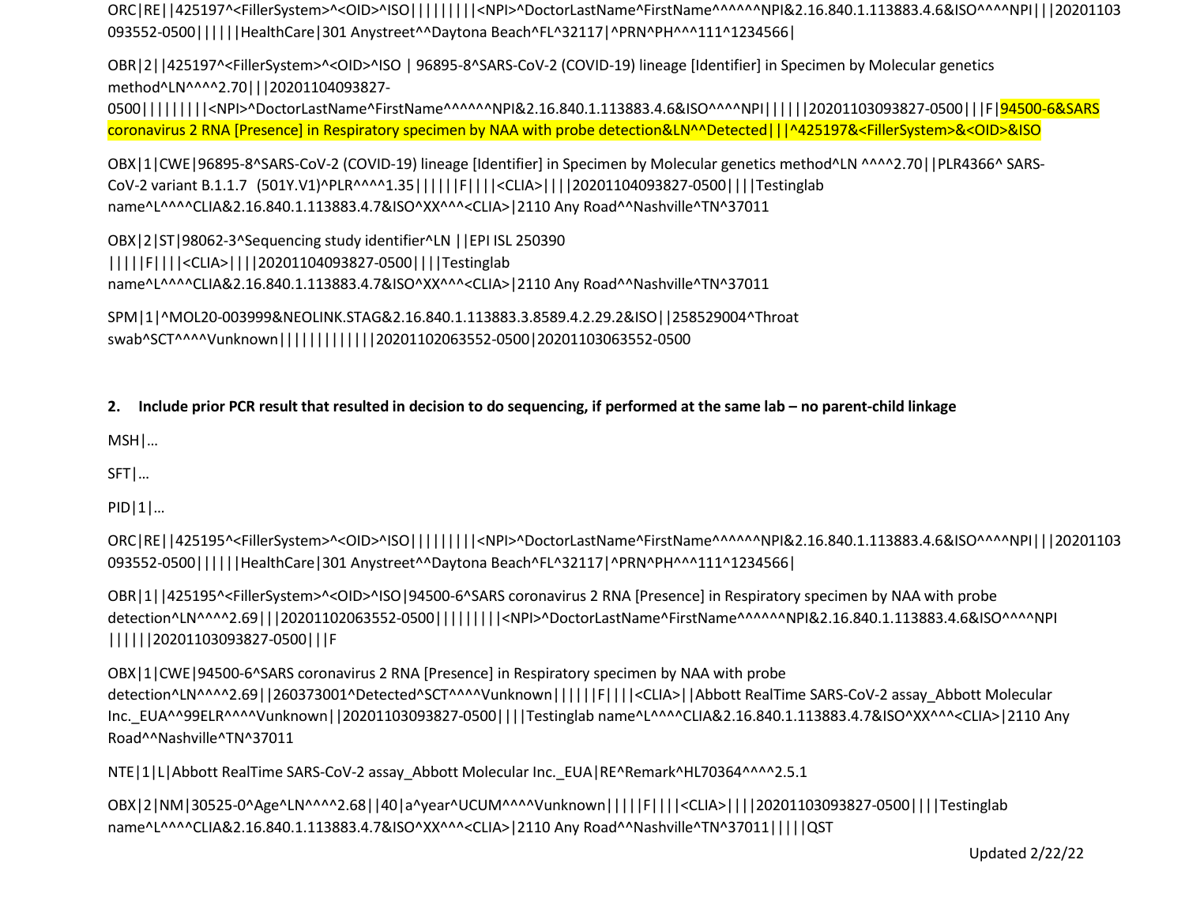ORC|RE||425197^<FillerSystem>^<OID>^ISO|||||||||<NPI>^DoctorLastName^FirstName^^^^^^NPI&2.16.840.1.113883.4.6&ISO^^^^NPI|||20201103093552-0500||||||HealthCare|301 Anystreet^^Daytona Beach^FL^32117|^PRN^PH^^^111^1234566|

OBR|2||425197^<FillerSystem>^<OID>^ISO | 96895-8^SARS-CoV-2 (COVID-19) lineage [Identifier] in Specimen by Molecular genetics method^LN^^^^2.70|||20201104093827-0500|||||||||<NPI>^DoctorLastName^FirstName^^^^^^NPI&2.16.840.1.113883.4.6&ISO^^^^NPI||||||20201103093827-0500|||F|94500-6&SARS coronavirus 2 RNA [Presence] in Respiratory specimen by NAA with probe detection&LN^^Detected|||^425197&<FillerSystem>&<OID>&ISO

OBX|1|CWE|96895-8^SARS-CoV-2 (COVID-19) lineage [Identifier] in Specimen by Molecular genetics method^LN ^^^^2.70||PLR4366^ SARS-CoV-2 variant B.1.1.7 (501Y.V1)^PLR^^^^1.35||||||F||||<CLIA>||||20201104093827-0500||||Testinglab name^L^^^^CLIA&2.16.840.1.113883.4.7&ISO^XX^^^<CLIA>|2110 Any Road^^Nashville^TN^37011

OBX|2|ST|98062-3^Sequencing study identifier^LN ||EPI ISL 250390 ||||||F||||<CLIA>||||20201104093827-0500||||Testinglab name^L^^^^CLIA&2.16.840.1.113883.4.7&ISO^XX^^^<CLIA>|2110 Any Road^^Nashville^TN^37011

SPM|1|^MOL20-003999&NEOLINK.STAG&2.16.840.1.113883.3.8589.4.2.29.2&ISO||258529004^Throat swab^SCT^^^^Vunknown|||||||||||||20201102063552-0500|20201103063552-0500

**2. Include prior PCR result that resulted in decision to do sequencing, if performed at the same lab – no parent-child linkage**

MSH|…

SFT|…

PID|1|…

ORC|RE||425195^<FillerSystem>^<OID>^ISO|||||||||<NPI>^DoctorLastName^FirstName^^^^^^NPI&2.16.840.1.113883.4.6&ISO^^^^NPI|||20201103093552-0500||||||HealthCare|301 Anystreet^^Daytona Beach^FL^32117|^PRN^PH^^^111^1234566|

OBR|1||425195^<FillerSystem>^<OID>^ISO|94500-6^SARS coronavirus 2 RNA [Presence] in Respiratory specimen by NAA with probe detection^LN^^^^2.69|||20201102063552-0500|||||||||<NPI>^DoctorLastName^FirstName^^^^^^NPI&2.16.840.1.113883.4.6&ISO^^^^NPI ||||||20201103093827-0500|||F

OBX|1|CWE|94500-6^SARS coronavirus 2 RNA [Presence] in Respiratory specimen by NAA with probe detection^LN^^^^2.69||260373001^Detected^SCT^^^^Vunknown||||||F||||<CLIA>||Abbott RealTime SARS-CoV-2 assay_Abbott Molecular Inc._EUA^^99ELR^^^^Vunknown||20201103093827-0500||||Testinglab name^L^^^^CLIA&2.16.840.1.113883.4.7&ISO^XX^^^<CLIA>|2110 Any Road^^Nashville^TN^37011

NTE|1|L|Abbott RealTime SARS-CoV-2 assay_Abbott Molecular Inc._EUA|RE^Remark^HL70364^^^^2.5.1

OBX|2|NM|30525-0^Age^LN^^^^2.68||40|a^year^UCUM^^^^Vunknown||||||F||||<CLIA>||||20201103093827-0500||||Testinglab name^L^^^^CLIA&2.16.840.1.113883.4.7&ISO^XX^^^<CLIA>|2110 Any Road^^Nashville^TN^37011|||||QST

Updated 2/22/22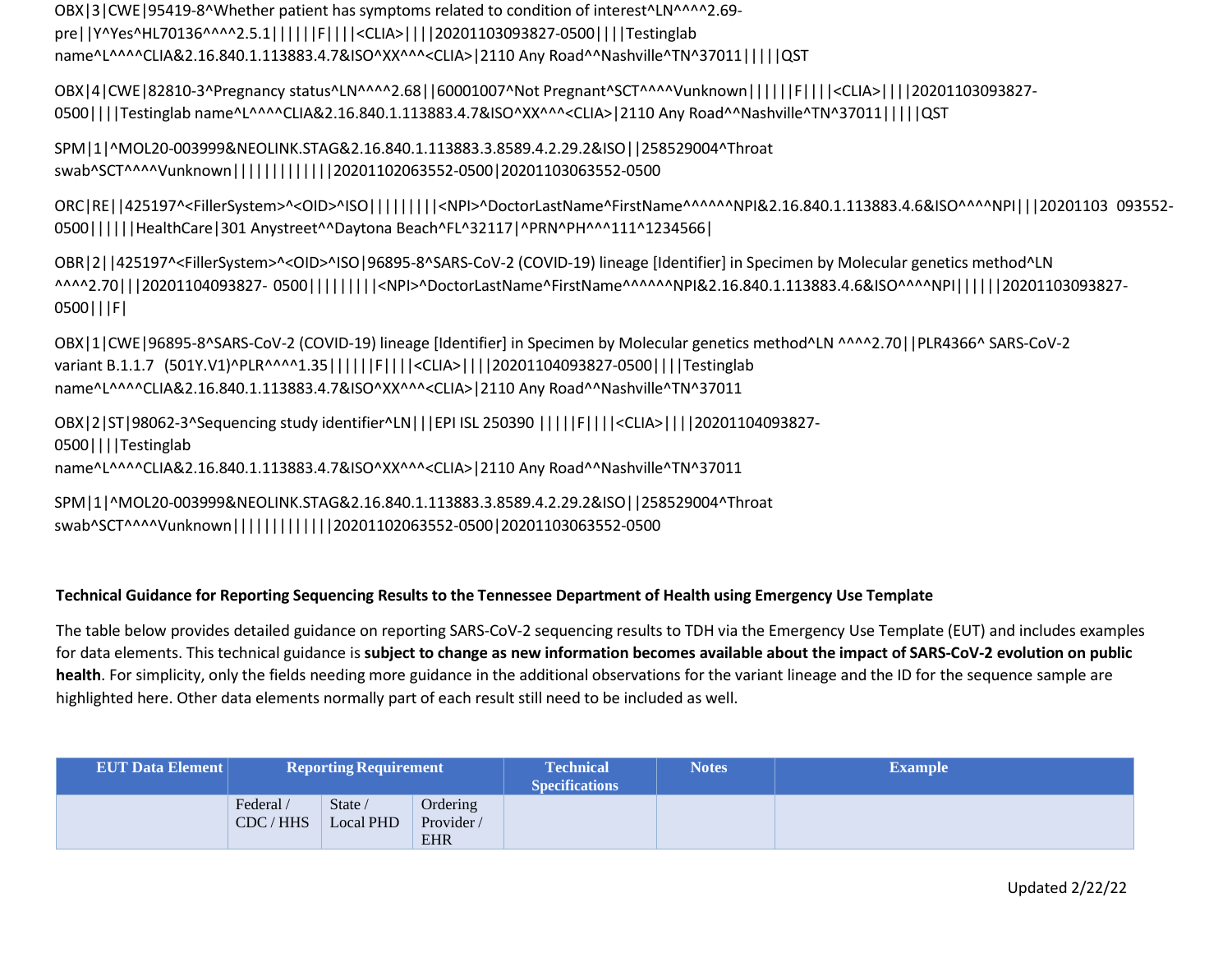OBX|3|CWE|95419-8^Whether patient has symptoms related to condition of interest^LN^^^^2.69-pre||Y^Yes^HL70136^^^^2.5.1|||||F||||<CLIA>||||20201103093827-0500||||Testinglab name^L^^^^CLIA&2.16.840.1.113883.4.7&ISO^XX^^^<CLIA>|2110 Any Road^^Nashville^TN^37011|||||QST

OBX|4|CWE|82810-3^Pregnancy status^LN^^^^2.68||60001007^Not Pregnant^SCT^^^^Vunknown|||||F||||<CLIA>||||20201103093827-0500||||Testinglab name^L^^^^CLIA&2.16.840.1.113883.4.7&ISO^XX^^^<CLIA>|2110 Any Road^^Nashville^TN^37011|||||QST

SPM|1|^MOL20-003999&NEOLINK.STAG&2.16.840.1.113883.3.8589.4.2.29.2&ISO||258529004^Throat swab^SCT^^^^Vunknown||||||||||||20201102063552-0500|20201103063552-0500

ORC|RE||425197^<FillerSystem>^<OID>^ISO||||||||<NPI>^DoctorLastName^FirstName^^^^^^NPI&2.16.840.1.113883.4.6&ISO^^^^NPI|||20201103 093552-0500||||||HealthCare|301 Anystreet^^Daytona Beach^FL^32117|^PRN^PH^^^111^1234566|

OBR|2||425197^<FillerSystem>^<OID>^ISO|96895-8^SARS-CoV-2 (COVID-19) lineage [Identifier] in Specimen by Molecular genetics method^LN ^^^^2.70|||20201104093827- 0500|||||||||<NPI>^DoctorLastName^FirstName^^^^^^NPI&2.16.840.1.113883.4.6&ISO^^^^NPI||||||20201103093827-0500|||F|

OBX|1|CWE|96895-8^SARS-CoV-2 (COVID-19) lineage [Identifier] in Specimen by Molecular genetics method^LN ^^^^2.70||PLR4366^ SARS-CoV-2 variant B.1.1.7 (501Y.V1)^PLR^^^^1.35|||||F||||<CLIA>||||20201104093827-0500||||Testinglab name^L^^^^CLIA&2.16.840.1.113883.4.7&ISO^XX^^^<CLIA>|2110 Any Road^^Nashville^TN^37011

OBX|2|ST|98062-3^Sequencing study identifier^LN|||EPI ISL 250390 |||||F||||<CLIA>||||20201104093827-0500||||Testinglab name^L^^^^CLIA&2.16.840.1.113883.4.7&ISO^XX^^^<CLIA>|2110 Any Road^^Nashville^TN^37011

SPM|1|^MOL20-003999&NEOLINK.STAG&2.16.840.1.113883.3.8589.4.2.29.2&ISO||258529004^Throat swab^SCT^^^^Vunknown||||||||||||20201102063552-0500|20201103063552-0500

**Technical Guidance for Reporting Sequencing Results to the Tennessee Department of Health using Emergency Use Template**

The table below provides detailed guidance on reporting SARS-CoV-2 sequencing results to TDH via the Emergency Use Template (EUT) and includes examples for data elements. This technical guidance is **subject to change as new information becomes available about the impact of SARS-CoV-2 evolution on public health**. For simplicity, only the fields needing more guidance in the additional observations for the variant lineage and the ID for the sequence sample are highlighted here. Other data elements normally part of each result still need to be included as well.

| EUT Data Element | Reporting Requirement | | | Technical Specifications | Notes | Example |
|---|---|---|---|---|---|---|
| | Federal / CDC / HHS | State / Local PHD | Ordering Provider / EHR | | | |

Updated 2/22/22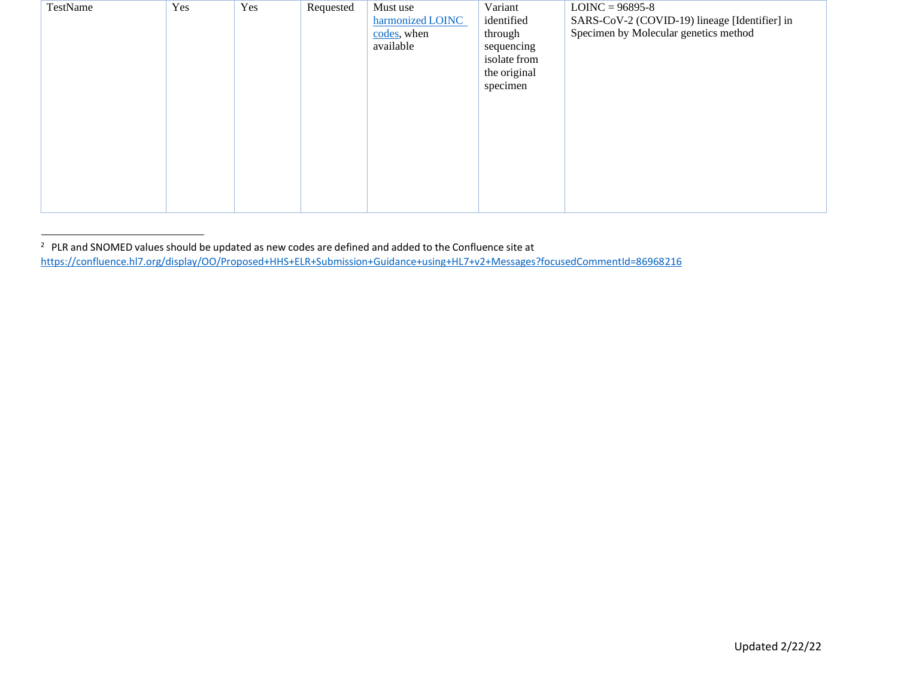| | | | | | | |
|---|---|---|---|---|---|---|
| TestName | Yes | Yes | Requested | Must use harmonized LOINC codes, when available | Variant identified through sequencing isolate from the original specimen | LOINC = 96895-8<br>SARS-CoV-2 (COVID-19) lineage [Identifier] in Specimen by Molecular genetics method |

[2] PLR and SNOMED values should be updated as new codes are defined and added to the Confluence site at https://confluence.hl7.org/display/OO/Proposed+HHS+ELR+Submission+Guidance+using+HL7+v2+Messages?focusedCommentId=86968216

Updated 2/22/22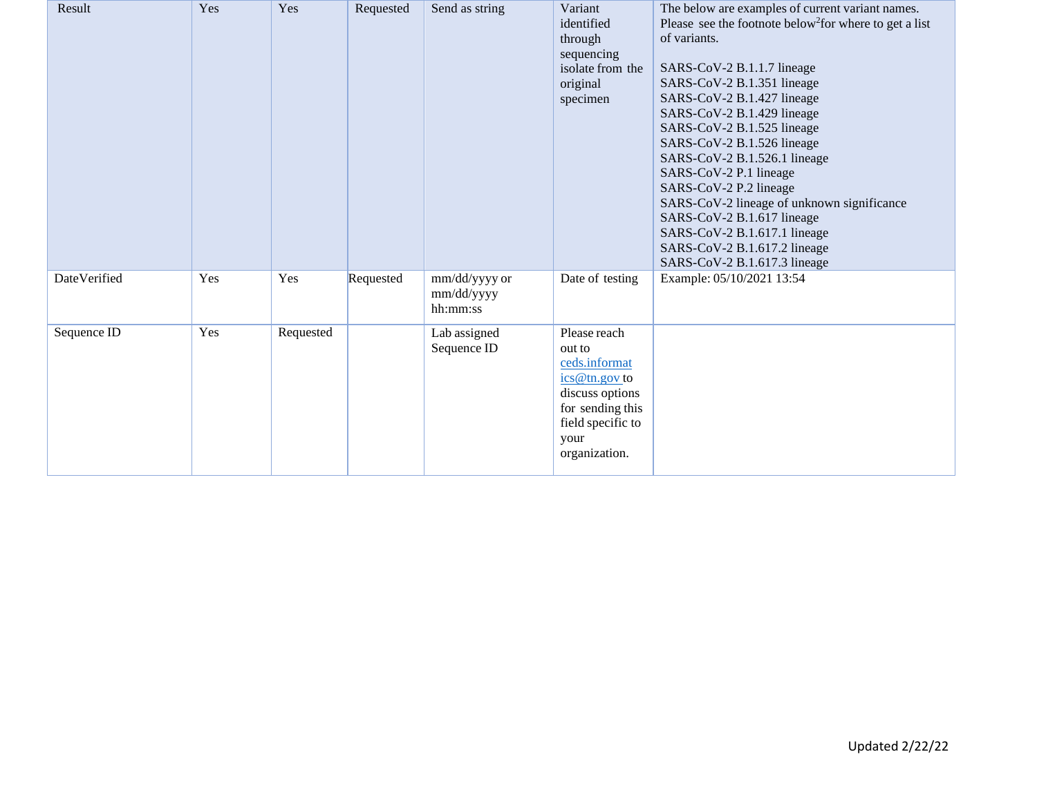| | | | | | | |
|---|---|---|---|---|---|---|
| Result | Yes | Yes | Requested | Send as string | Variant identified through sequencing isolate from the original specimen | The below are examples of current variant names. Please see the footnote below[2]for where to get a list of variants.<br><br>SARS-CoV-2 B.1.1.7 lineage<br>SARS-CoV-2 B.1.351 lineage<br>SARS-CoV-2 B.1.427 lineage<br>SARS-CoV-2 B.1.429 lineage<br>SARS-CoV-2 B.1.525 lineage<br>SARS-CoV-2 B.1.526 lineage<br>SARS-CoV-2 B.1.526.1 lineage<br>SARS-CoV-2 P.1 lineage<br>SARS-CoV-2 P.2 lineage<br>SARS-CoV-2 lineage of unknown significance<br>SARS-CoV-2 B.1.617 lineage<br>SARS-CoV-2 B.1.617.1 lineage<br>SARS-CoV-2 B.1.617.2 lineage<br>SARS-CoV-2 B.1.617.3 lineage |
| DateVerified | Yes | Yes | Requested | mm/dd/yyyy or mm/dd/yyyy hh:mm:ss | Date of testing | Example: 05/10/2021 13:54 |
| Sequence ID | Yes | Requested | | Lab assigned Sequence ID | Please reach out to ceds.informatics@tn.gov to discuss options for sending this field specific to your organization. | |